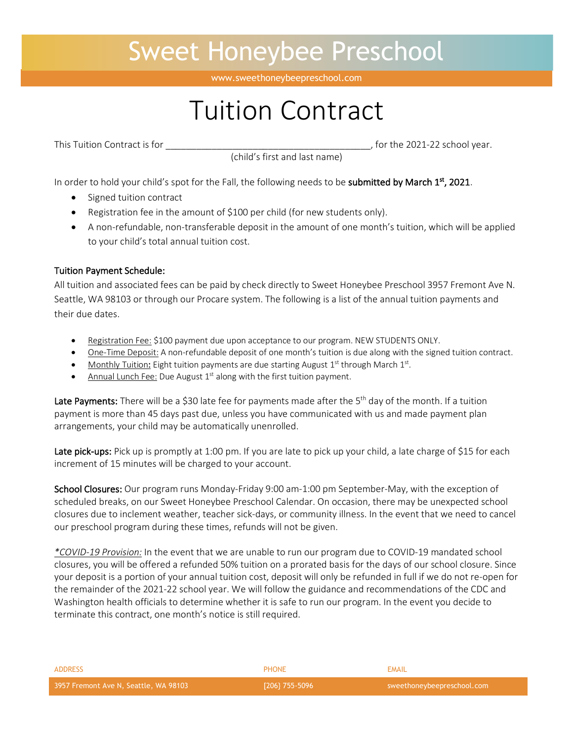# Sweet Honeybee Preschool

www.sweethoneybeepreschool.com

## Tuition Contract

This Tuition Contract is for ________________________________________, for the 2021-22 school year.
(child's first and last name)

In order to hold your child's spot for the Fall, the following needs to be **submitted by March 1st, 2021**.

- Signed tuition contract
- Registration fee in the amount of $100 per child (for new students only).
- A non-refundable, non-transferable deposit in the amount of one month's tuition, which will be applied to your child's total annual tuition cost.

### Tuition Payment Schedule:

All tuition and associated fees can be paid by check directly to Sweet Honeybee Preschool 3957 Fremont Ave N. Seattle, WA 98103 or through our Procare system. The following is a list of the annual tuition payments and their due dates.

- Registration Fee: $100 payment due upon acceptance to our program. NEW STUDENTS ONLY.
- One-Time Deposit: A non-refundable deposit of one month's tuition is due along with the signed tuition contract.
- Monthly Tuition**:** Eight tuition payments are due starting August 1st through March 1st.
- Annual Lunch Fee: Due August 1st along with the first tuition payment.

**Late Payments:** There will be a $30 late fee for payments made after the 5th day of the month. If a tuition payment is more than 45 days past due, unless you have communicated with us and made payment plan arrangements, your child may be automatically unenrolled.

**Late pick-ups:** Pick up is promptly at 1:00 pm. If you are late to pick up your child, a late charge of $15 for each increment of 15 minutes will be charged to your account.

**School Closures:** Our program runs Monday-Friday 9:00 am-1:00 pm September-May, with the exception of scheduled breaks, on our Sweet Honeybee Preschool Calendar. On occasion, there may be unexpected school closures due to inclement weather, teacher sick-days, or community illness. In the event that we need to cancel our preschool program during these times, refunds will not be given.

*\*COVID-19 Provision:* In the event that we are unable to run our program due to COVID-19 mandated school closures, you will be offered a refunded 50% tuition on a prorated basis for the days of our school closure. Since your deposit is a portion of your annual tuition cost, deposit will only be refunded in full if we do not re-open for the remainder of the 2021-22 school year. We will follow the guidance and recommendations of the CDC and Washington health officials to determine whether it is safe to run our program. In the event you decide to terminate this contract, one month's notice is still required.

| ADDRESS | PHONE | EMAIL |
|---|---|---|
| 3957 Fremont Ave N, Seattle, WA 98103 | [206] 755-5096 | sweethoneybeepreschool.com |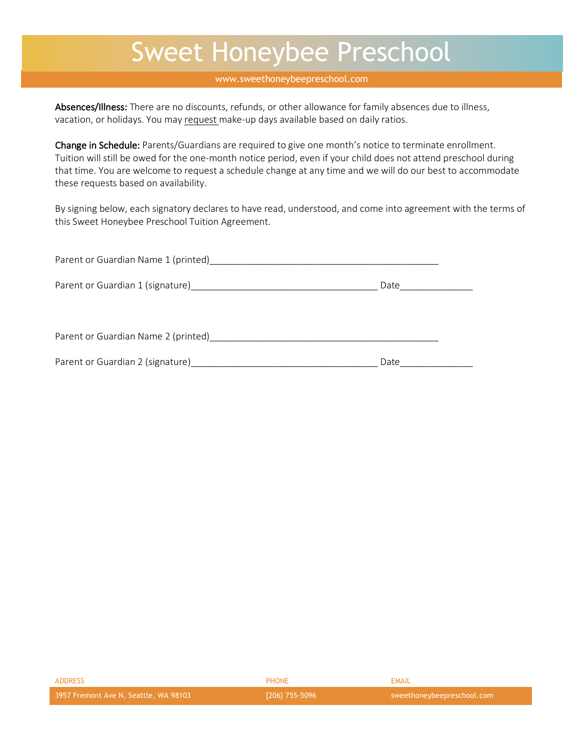**Absences/Illness:** There are no discounts, refunds, or other allowance for family absences due to illness, vacation, or holidays. You may request make-up days available based on daily ratios.

**Change in Schedule:** Parents/Guardians are required to give one month's notice to terminate enrollment. Tuition will still be owed for the one-month notice period, even if your child does not attend preschool during that time. You are welcome to request a schedule change at any time and we will do our best to accommodate these requests based on availability.

By signing below, each signatory declares to have read, understood, and come into agreement with the terms of this Sweet Honeybee Preschool Tuition Agreement.

Parent or Guardian Name 1 (printed)_____________________________________________

Parent or Guardian 1 (signature)____________________________________ Date______________

Parent or Guardian Name 2 (printed)_____________________________________________

Parent or Guardian 2 (signature)____________________________________ Date______________